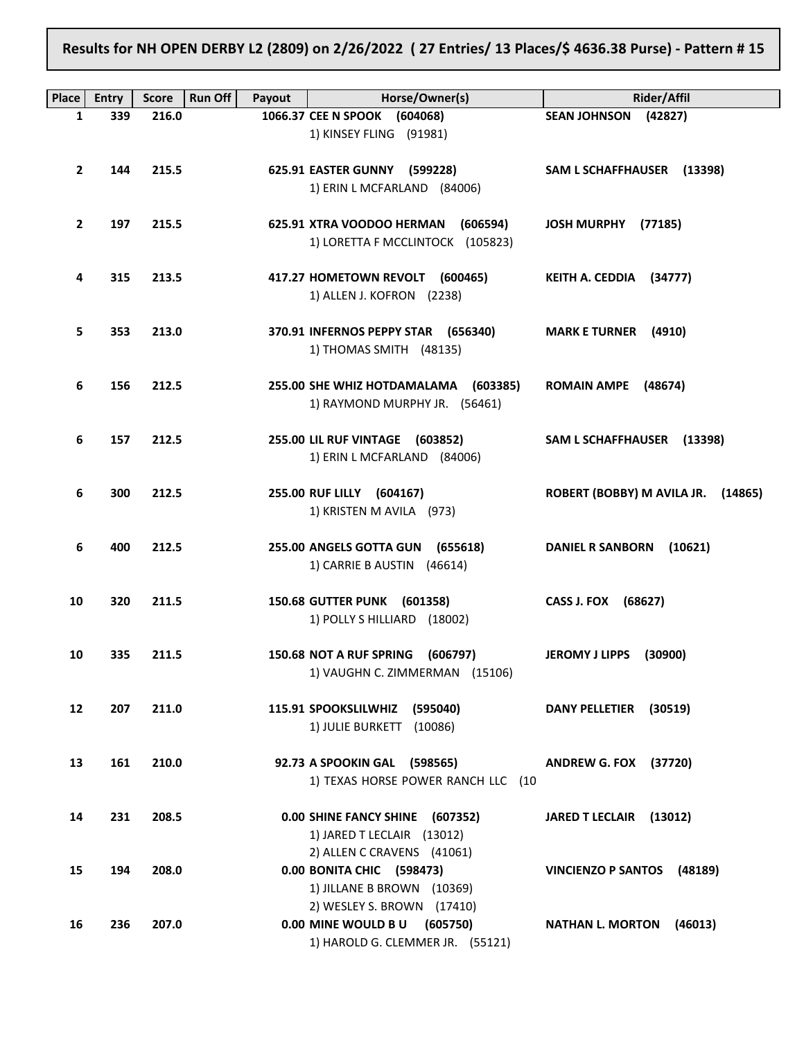**Results for NH OPEN DERBY L2 (2809) on 2/26/2022 ( 27 Entries/ 13 Places/$ 4636.38 Purse) - Pattern # 15**

| Place | Entry | Score | Run Off | Payout | Horse/Owner(s) | Rider/Affil |
|---|---|---|---|---|---|---|
| 1 | 339 | 216.0 | | 1066.37 | **CEE N SPOOK (604068)**<br>1) KINSEY FLING (91981) | **SEAN JOHNSON (42827)** |
| 2 | 144 | 215.5 | | 625.91 | **EASTER GUNNY (599228)**<br>1) ERIN L MCFARLAND (84006) | **SAM L SCHAFFHAUSER (13398)** |
| 2 | 197 | 215.5 | | 625.91 | **XTRA VOODOO HERMAN (606594)**<br>1) LORETTA F MCCLINTOCK (105823) | **JOSH MURPHY (77185)** |
| 4 | 315 | 213.5 | | 417.27 | **HOMETOWN REVOLT (600465)**<br>1) ALLEN J. KOFRON (2238) | **KEITH A. CEDDIA (34777)** |
| 5 | 353 | 213.0 | | 370.91 | **INFERNOS PEPPY STAR (656340)**<br>1) THOMAS SMITH (48135) | **MARK E TURNER (4910)** |
| 6 | 156 | 212.5 | | 255.00 | **SHE WHIZ HOTDAMALAMA (603385)**<br>1) RAYMOND MURPHY JR. (56461) | **ROMAIN AMPE (48674)** |
| 6 | 157 | 212.5 | | 255.00 | **LIL RUF VINTAGE (603852)**<br>1) ERIN L MCFARLAND (84006) | **SAM L SCHAFFHAUSER (13398)** |
| 6 | 300 | 212.5 | | 255.00 | **RUF LILLY (604167)**<br>1) KRISTEN M AVILA (973) | **ROBERT (BOBBY) M AVILA JR. (14865)** |
| 6 | 400 | 212.5 | | 255.00 | **ANGELS GOTTA GUN (655618)**<br>1) CARRIE B AUSTIN (46614) | **DANIEL R SANBORN (10621)** |
| 10 | 320 | 211.5 | | 150.68 | **GUTTER PUNK (601358)**<br>1) POLLY S HILLIARD (18002) | **CASS J. FOX (68627)** |
| 10 | 335 | 211.5 | | 150.68 | **NOT A RUF SPRING (606797)**<br>1) VAUGHN C. ZIMMERMAN (15106) | **JEROMY J LIPPS (30900)** |
| 12 | 207 | 211.0 | | 115.91 | **SPOOKSLILWHIZ (595040)**<br>1) JULIE BURKETT (10086) | **DANY PELLETIER (30519)** |
| 13 | 161 | 210.0 | | 92.73 | **A SPOOKIN GAL (598565)**<br>1) TEXAS HORSE POWER RANCH LLC (10 | **ANDREW G. FOX (37720)** |
| 14 | 231 | 208.5 | | 0.00 | **SHINE FANCY SHINE (607352)**<br>1) JARED T LECLAIR (13012)<br>2) ALLEN C CRAVENS (41061) | **JARED T LECLAIR (13012)** |
| 15 | 194 | 208.0 | | 0.00 | **BONITA CHIC (598473)**<br>1) JILLANE B BROWN (10369)<br>2) WESLEY S. BROWN (17410) | **VINCIENZO P SANTOS (48189)** |
| 16 | 236 | 207.0 | | 0.00 | **MINE WOULD B U (605750)**<br>1) HAROLD G. CLEMMER JR. (55121) | **NATHAN L. MORTON (46013)** |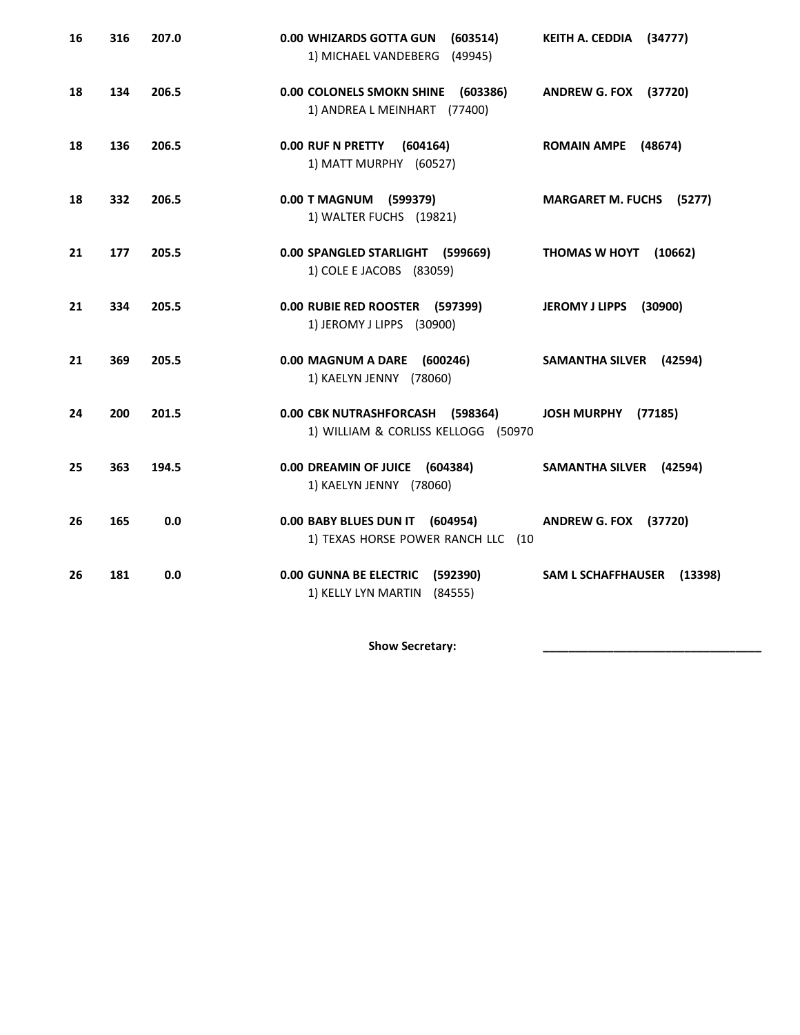| | | | | |
|---|---|---|---|---|
| **16** | **316** | **207.0** | **0.00 WHIZARDS GOTTA GUN (603514)**<br>1) MICHAEL VANDEBERG (49945) | **KEITH A. CEDDIA (34777)** |
| **18** | **134** | **206.5** | **0.00 COLONELS SMOKN SHINE (603386)**<br>1) ANDREA L MEINHART (77400) | **ANDREW G. FOX (37720)** |
| **18** | **136** | **206.5** | **0.00 RUF N PRETTY (604164)**<br>1) MATT MURPHY (60527) | **ROMAIN AMPE (48674)** |
| **18** | **332** | **206.5** | **0.00 T MAGNUM (599379)**<br>1) WALTER FUCHS (19821) | **MARGARET M. FUCHS (5277)** |
| **21** | **177** | **205.5** | **0.00 SPANGLED STARLIGHT (599669)**<br>1) COLE E JACOBS (83059) | **THOMAS W HOYT (10662)** |
| **21** | **334** | **205.5** | **0.00 RUBIE RED ROOSTER (597399)**<br>1) JEROMY J LIPPS (30900) | **JEROMY J LIPPS (30900)** |
| **21** | **369** | **205.5** | **0.00 MAGNUM A DARE (600246)**<br>1) KAELYN JENNY (78060) | **SAMANTHA SILVER (42594)** |
| **24** | **200** | **201.5** | **0.00 CBK NUTRASHFORCASH (598364)**<br>1) WILLIAM & CORLISS KELLOGG (50970 | **JOSH MURPHY (77185)** |
| **25** | **363** | **194.5** | **0.00 DREAMIN OF JUICE (604384)**<br>1) KAELYN JENNY (78060) | **SAMANTHA SILVER (42594)** |
| **26** | **165** | **0.0** | **0.00 BABY BLUES DUN IT (604954)**<br>1) TEXAS HORSE POWER RANCH LLC (10 | **ANDREW G. FOX (37720)** |
| **26** | **181** | **0.0** | **0.00 GUNNA BE ELECTRIC (592390)**<br>1) KELLY LYN MARTIN (84555) | **SAM L SCHAFFHAUSER (13398)** |

**Show Secretary:** ___________________________________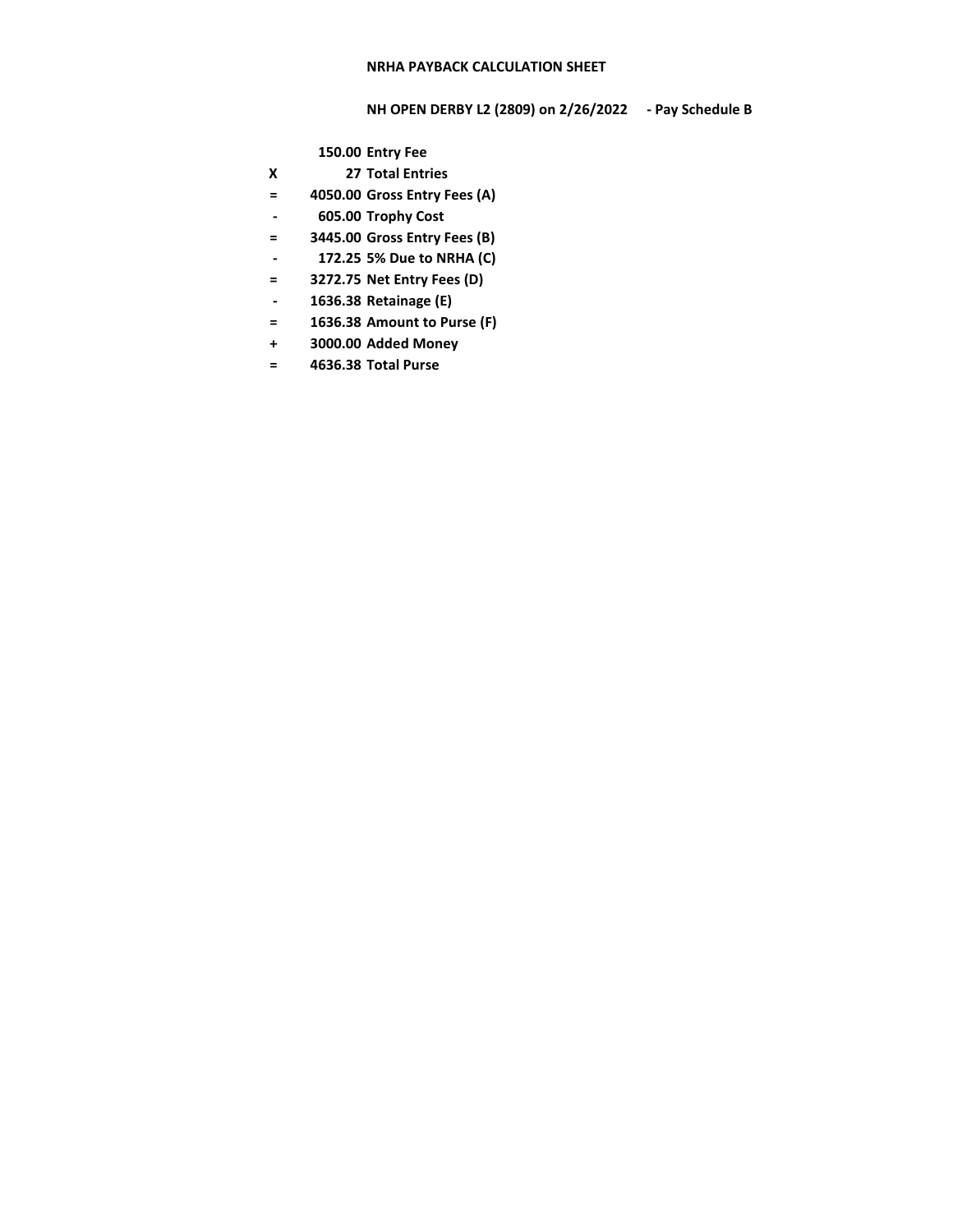**NRHA PAYBACK CALCULATION SHEET**

**NH OPEN DERBY L2 (2809) on 2/26/2022 - Pay Schedule B**

| | | |
|---|---|---|
| | 150.00 | Entry Fee |
| X | 27 | Total Entries |
| = | 4050.00 | Gross Entry Fees (A) |
| - | 605.00 | Trophy Cost |
| = | 3445.00 | Gross Entry Fees (B) |
| - | 172.25 | 5% Due to NRHA (C) |
| = | 3272.75 | Net Entry Fees (D) |
| - | 1636.38 | Retainage (E) |
| = | 1636.38 | Amount to Purse (F) |
| + | 3000.00 | Added Money |
| = | 4636.38 | Total Purse |